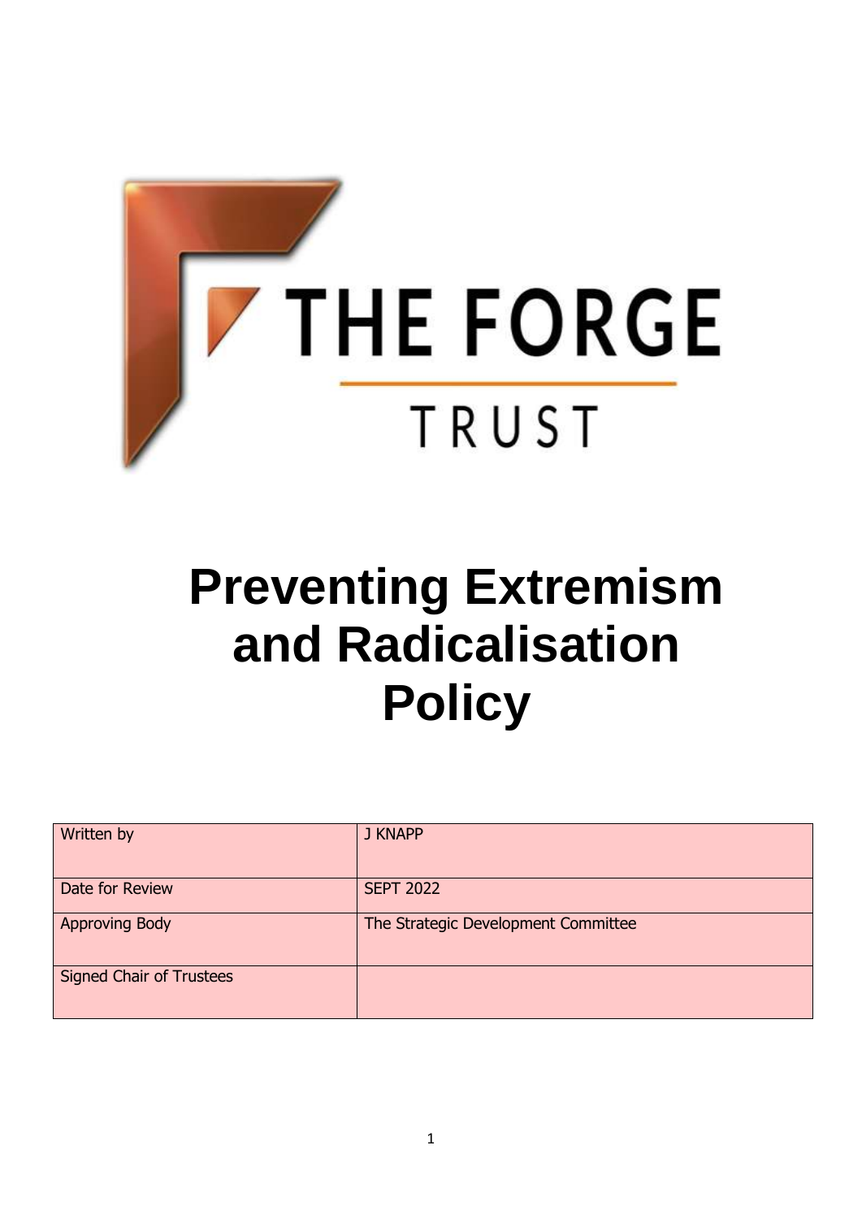THE FORGE

TRUST

# Preventing Extremism and Radicalisation Policy

| Written by | J KNAPP |
| --- | --- |
| Date for Review | SEPT 2022 |
| Approving Body | The Strategic Development Committee |
| Signed Chair of Trustees | |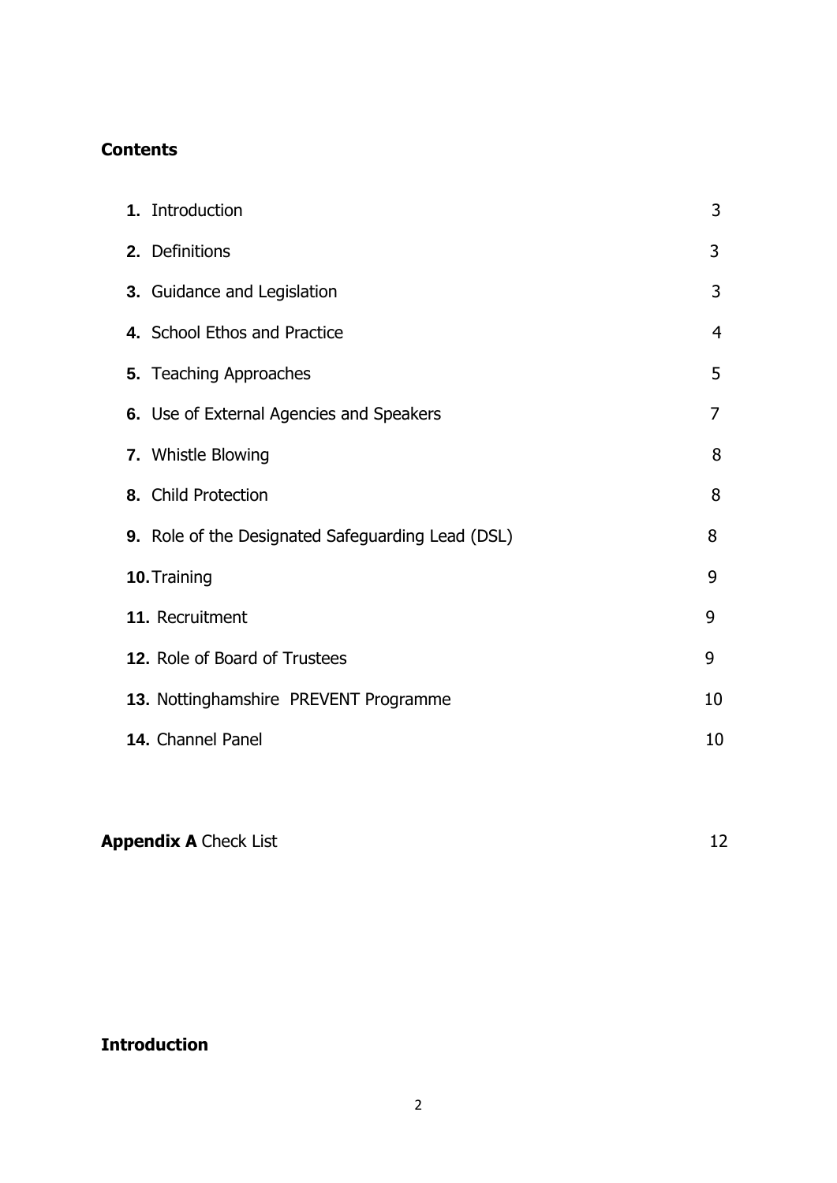**Contents**

| | |
|---|---|
| **1.** Introduction | 3 |
| **2.** Definitions | 3 |
| **3.** Guidance and Legislation | 3 |
| **4.** School Ethos and Practice | 4 |
| **5.** Teaching Approaches | 5 |
| **6.** Use of External Agencies and Speakers | 7 |
| **7.** Whistle Blowing | 8 |
| **8.** Child Protection | 8 |
| **9.** Role of the Designated Safeguarding Lead (DSL) | 8 |
| **10.** Training | 9 |
| **11.** Recruitment | 9 |
| **12.** Role of Board of Trustees | 9 |
| **13.** Nottinghamshire PREVENT Programme | 10 |
| **14.** Channel Panel | 10 |
| **Appendix A** Check List | 12 |

## Introduction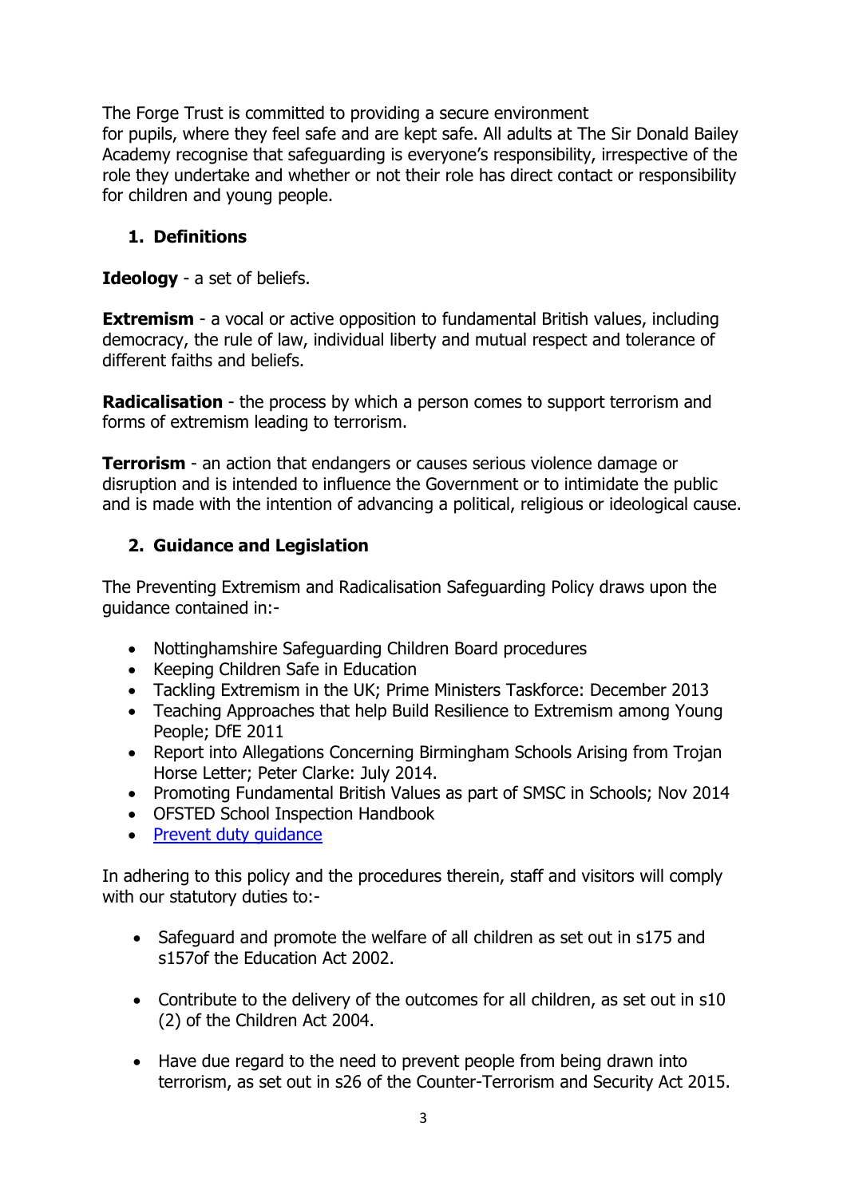The Forge Trust is committed to providing a secure environment for pupils, where they feel safe and are kept safe. All adults at The Sir Donald Bailey Academy recognise that safeguarding is everyone's responsibility, irrespective of the role they undertake and whether or not their role has direct contact or responsibility for children and young people.

## 1. Definitions

**Ideology** - a set of beliefs.

**Extremism** - a vocal or active opposition to fundamental British values, including democracy, the rule of law, individual liberty and mutual respect and tolerance of different faiths and beliefs.

**Radicalisation** - the process by which a person comes to support terrorism and forms of extremism leading to terrorism.

**Terrorism** - an action that endangers or causes serious violence damage or disruption and is intended to influence the Government or to intimidate the public and is made with the intention of advancing a political, religious or ideological cause.

## 2. Guidance and Legislation

The Preventing Extremism and Radicalisation Safeguarding Policy draws upon the guidance contained in:-

- Nottinghamshire Safeguarding Children Board procedures
- Keeping Children Safe in Education
- Tackling Extremism in the UK; Prime Ministers Taskforce: December 2013
- Teaching Approaches that help Build Resilience to Extremism among Young People; DfE 2011
- Report into Allegations Concerning Birmingham Schools Arising from Trojan Horse Letter; Peter Clarke: July 2014.
- Promoting Fundamental British Values as part of SMSC in Schools; Nov 2014
- OFSTED School Inspection Handbook
- Prevent duty guidance

In adhering to this policy and the procedures therein, staff and visitors will comply with our statutory duties to:-

- Safeguard and promote the welfare of all children as set out in s175 and s157of the Education Act 2002.
- Contribute to the delivery of the outcomes for all children, as set out in s10 (2) of the Children Act 2004.
- Have due regard to the need to prevent people from being drawn into terrorism, as set out in s26 of the Counter-Terrorism and Security Act 2015.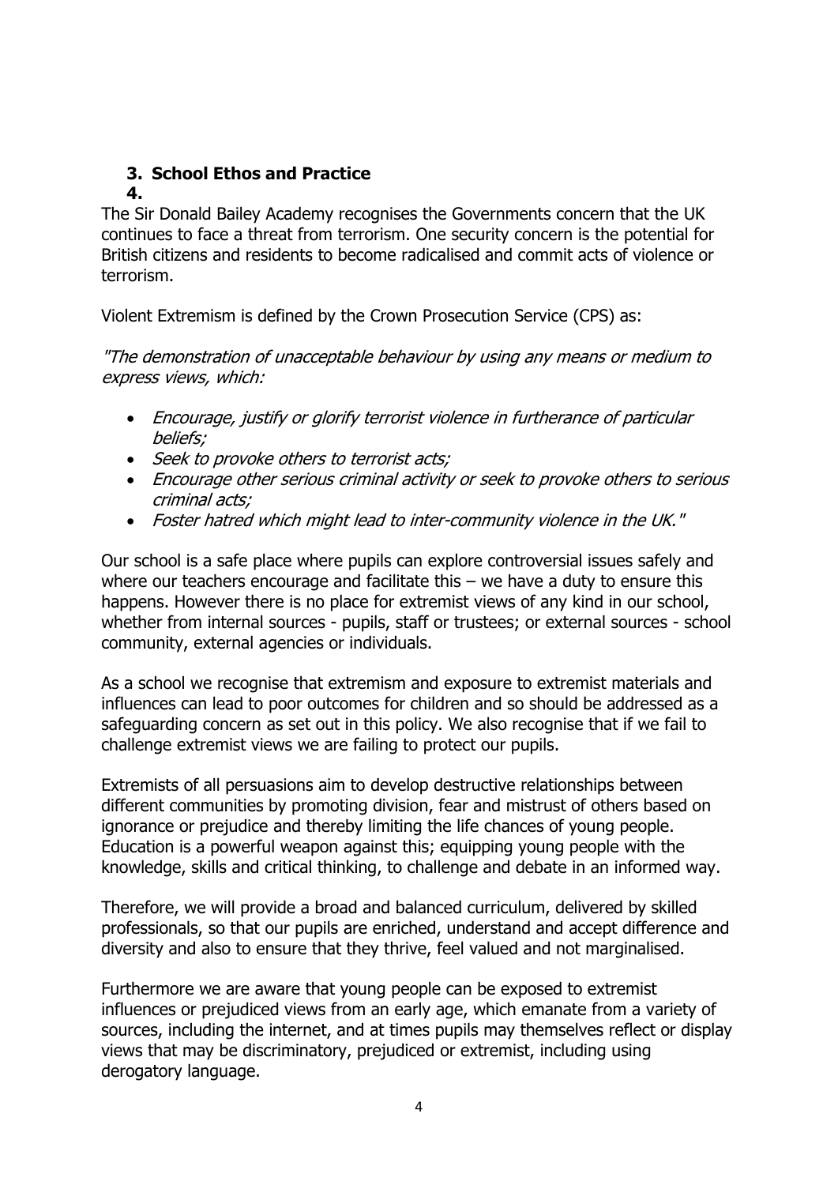### 3. School Ethos and Practice

4.

The Sir Donald Bailey Academy recognises the Governments concern that the UK continues to face a threat from terrorism. One security concern is the potential for British citizens and residents to become radicalised and commit acts of violence or terrorism.

Violent Extremism is defined by the Crown Prosecution Service (CPS) as:

*"The demonstration of unacceptable behaviour by using any means or medium to express views, which:*

- *Encourage, justify or glorify terrorist violence in furtherance of particular beliefs;*
- *Seek to provoke others to terrorist acts;*
- *Encourage other serious criminal activity or seek to provoke others to serious criminal acts;*
- *Foster hatred which might lead to inter-community violence in the UK."*

Our school is a safe place where pupils can explore controversial issues safely and where our teachers encourage and facilitate this – we have a duty to ensure this happens. However there is no place for extremist views of any kind in our school, whether from internal sources - pupils, staff or trustees; or external sources - school community, external agencies or individuals.

As a school we recognise that extremism and exposure to extremist materials and influences can lead to poor outcomes for children and so should be addressed as a safeguarding concern as set out in this policy. We also recognise that if we fail to challenge extremist views we are failing to protect our pupils.

Extremists of all persuasions aim to develop destructive relationships between different communities by promoting division, fear and mistrust of others based on ignorance or prejudice and thereby limiting the life chances of young people. Education is a powerful weapon against this; equipping young people with the knowledge, skills and critical thinking, to challenge and debate in an informed way.

Therefore, we will provide a broad and balanced curriculum, delivered by skilled professionals, so that our pupils are enriched, understand and accept difference and diversity and also to ensure that they thrive, feel valued and not marginalised.

Furthermore we are aware that young people can be exposed to extremist influences or prejudiced views from an early age, which emanate from a variety of sources, including the internet, and at times pupils may themselves reflect or display views that may be discriminatory, prejudiced or extremist, including using derogatory language.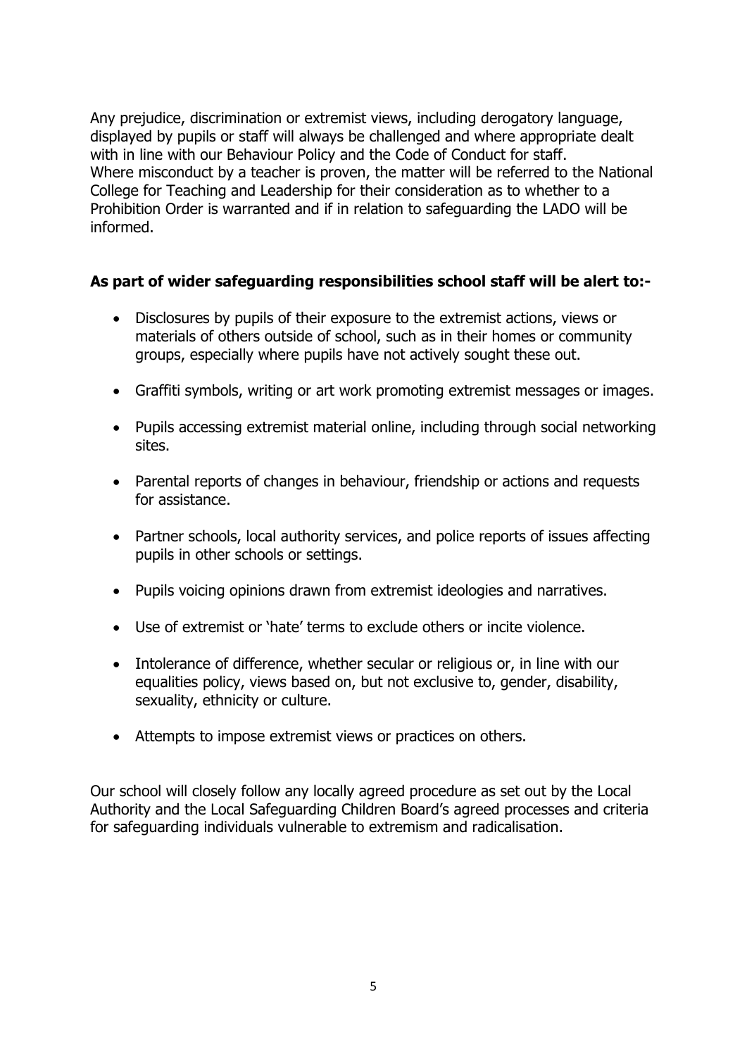Any prejudice, discrimination or extremist views, including derogatory language, displayed by pupils or staff will always be challenged and where appropriate dealt with in line with our Behaviour Policy and the Code of Conduct for staff.
Where misconduct by a teacher is proven, the matter will be referred to the National College for Teaching and Leadership for their consideration as to whether to a Prohibition Order is warranted and if in relation to safeguarding the LADO will be informed.

**As part of wider safeguarding responsibilities school staff will be alert to:-**

- Disclosures by pupils of their exposure to the extremist actions, views or materials of others outside of school, such as in their homes or community groups, especially where pupils have not actively sought these out.
- Graffiti symbols, writing or art work promoting extremist messages or images.
- Pupils accessing extremist material online, including through social networking sites.
- Parental reports of changes in behaviour, friendship or actions and requests for assistance.
- Partner schools, local authority services, and police reports of issues affecting pupils in other schools or settings.
- Pupils voicing opinions drawn from extremist ideologies and narratives.
- Use of extremist or 'hate' terms to exclude others or incite violence.
- Intolerance of difference, whether secular or religious or, in line with our equalities policy, views based on, but not exclusive to, gender, disability, sexuality, ethnicity or culture.
- Attempts to impose extremist views or practices on others.

Our school will closely follow any locally agreed procedure as set out by the Local Authority and the Local Safeguarding Children Board's agreed processes and criteria for safeguarding individuals vulnerable to extremism and radicalisation.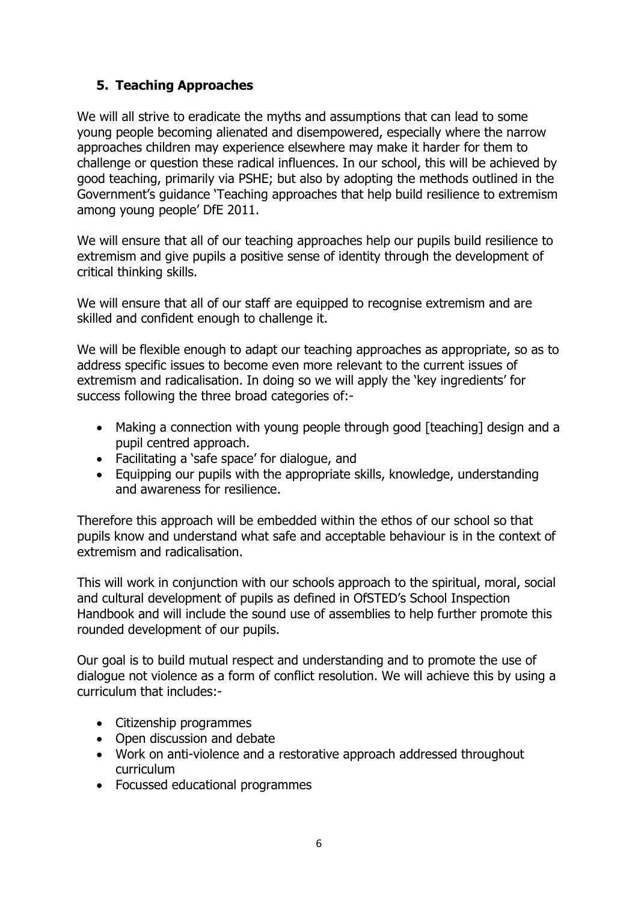## 5. Teaching Approaches

We will all strive to eradicate the myths and assumptions that can lead to some young people becoming alienated and disempowered, especially where the narrow approaches children may experience elsewhere may make it harder for them to challenge or question these radical influences. In our school, this will be achieved by good teaching, primarily via PSHE; but also by adopting the methods outlined in the Government's guidance 'Teaching approaches that help build resilience to extremism among young people' DfE 2011.

We will ensure that all of our teaching approaches help our pupils build resilience to extremism and give pupils a positive sense of identity through the development of critical thinking skills.

We will ensure that all of our staff are equipped to recognise extremism and are skilled and confident enough to challenge it.

We will be flexible enough to adapt our teaching approaches as appropriate, so as to address specific issues to become even more relevant to the current issues of extremism and radicalisation. In doing so we will apply the 'key ingredients' for success following the three broad categories of:-

- Making a connection with young people through good [teaching] design and a pupil centred approach.
- Facilitating a 'safe space' for dialogue, and
- Equipping our pupils with the appropriate skills, knowledge, understanding and awareness for resilience.

Therefore this approach will be embedded within the ethos of our school so that pupils know and understand what safe and acceptable behaviour is in the context of extremism and radicalisation.

This will work in conjunction with our schools approach to the spiritual, moral, social and cultural development of pupils as defined in OfSTED's School Inspection Handbook and will include the sound use of assemblies to help further promote this rounded development of our pupils.

Our goal is to build mutual respect and understanding and to promote the use of dialogue not violence as a form of conflict resolution. We will achieve this by using a curriculum that includes:-

- Citizenship programmes
- Open discussion and debate
- Work on anti-violence and a restorative approach addressed throughout curriculum
- Focussed educational programmes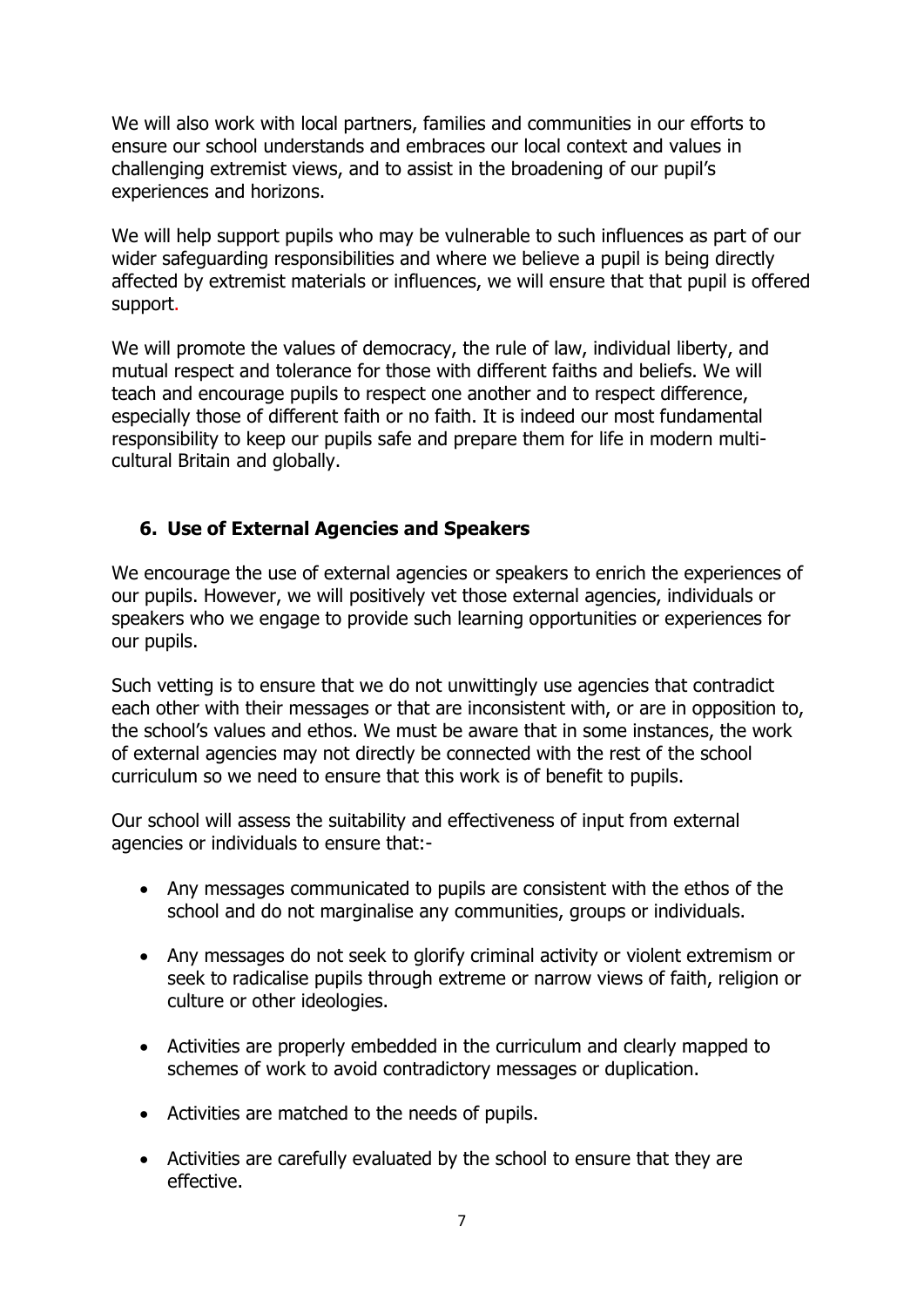We will also work with local partners, families and communities in our efforts to ensure our school understands and embraces our local context and values in challenging extremist views, and to assist in the broadening of our pupil's experiences and horizons.

We will help support pupils who may be vulnerable to such influences as part of our wider safeguarding responsibilities and where we believe a pupil is being directly affected by extremist materials or influences, we will ensure that that pupil is offered support.

We will promote the values of democracy, the rule of law, individual liberty, and mutual respect and tolerance for those with different faiths and beliefs. We will teach and encourage pupils to respect one another and to respect difference, especially those of different faith or no faith. It is indeed our most fundamental responsibility to keep our pupils safe and prepare them for life in modern multi-cultural Britain and globally.

## 6. Use of External Agencies and Speakers

We encourage the use of external agencies or speakers to enrich the experiences of our pupils. However, we will positively vet those external agencies, individuals or speakers who we engage to provide such learning opportunities or experiences for our pupils.

Such vetting is to ensure that we do not unwittingly use agencies that contradict each other with their messages or that are inconsistent with, or are in opposition to, the school's values and ethos. We must be aware that in some instances, the work of external agencies may not directly be connected with the rest of the school curriculum so we need to ensure that this work is of benefit to pupils.

Our school will assess the suitability and effectiveness of input from external agencies or individuals to ensure that:-

- Any messages communicated to pupils are consistent with the ethos of the school and do not marginalise any communities, groups or individuals.
- Any messages do not seek to glorify criminal activity or violent extremism or seek to radicalise pupils through extreme or narrow views of faith, religion or culture or other ideologies.
- Activities are properly embedded in the curriculum and clearly mapped to schemes of work to avoid contradictory messages or duplication.
- Activities are matched to the needs of pupils.
- Activities are carefully evaluated by the school to ensure that they are effective.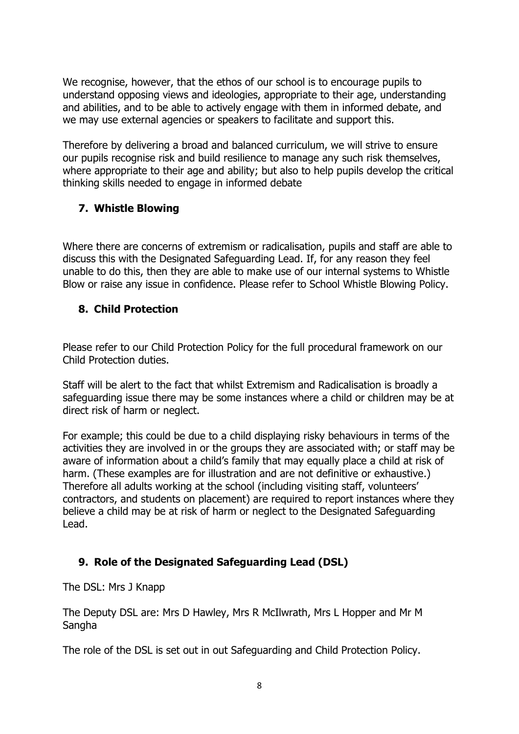We recognise, however, that the ethos of our school is to encourage pupils to understand opposing views and ideologies, appropriate to their age, understanding and abilities, and to be able to actively engage with them in informed debate, and we may use external agencies or speakers to facilitate and support this.

Therefore by delivering a broad and balanced curriculum, we will strive to ensure our pupils recognise risk and build resilience to manage any such risk themselves, where appropriate to their age and ability; but also to help pupils develop the critical thinking skills needed to engage in informed debate

## 7. Whistle Blowing

Where there are concerns of extremism or radicalisation, pupils and staff are able to discuss this with the Designated Safeguarding Lead. If, for any reason they feel unable to do this, then they are able to make use of our internal systems to Whistle Blow or raise any issue in confidence. Please refer to School Whistle Blowing Policy.

## 8. Child Protection

Please refer to our Child Protection Policy for the full procedural framework on our Child Protection duties.

Staff will be alert to the fact that whilst Extremism and Radicalisation is broadly a safeguarding issue there may be some instances where a child or children may be at direct risk of harm or neglect.

For example; this could be due to a child displaying risky behaviours in terms of the activities they are involved in or the groups they are associated with; or staff may be aware of information about a child's family that may equally place a child at risk of harm. (These examples are for illustration and are not definitive or exhaustive.) Therefore all adults working at the school (including visiting staff, volunteers' contractors, and students on placement) are required to report instances where they believe a child may be at risk of harm or neglect to the Designated Safeguarding Lead.

## 9. Role of the Designated Safeguarding Lead (DSL)

The DSL: Mrs J Knapp

The Deputy DSL are: Mrs D Hawley, Mrs R McIlwrath, Mrs L Hopper and Mr M Sangha

The role of the DSL is set out in out Safeguarding and Child Protection Policy.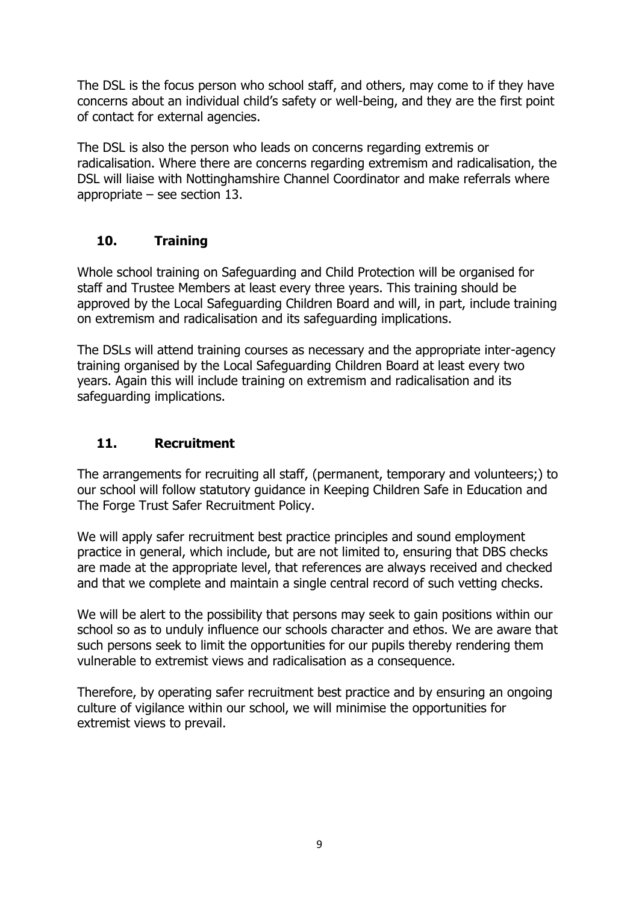The DSL is the focus person who school staff, and others, may come to if they have concerns about an individual child's safety or well-being, and they are the first point of contact for external agencies.

The DSL is also the person who leads on concerns regarding extremis or radicalisation. Where there are concerns regarding extremism and radicalisation, the DSL will liaise with Nottinghamshire Channel Coordinator and make referrals where appropriate – see section 13.

## 10. Training

Whole school training on Safeguarding and Child Protection will be organised for staff and Trustee Members at least every three years. This training should be approved by the Local Safeguarding Children Board and will, in part, include training on extremism and radicalisation and its safeguarding implications.

The DSLs will attend training courses as necessary and the appropriate inter-agency training organised by the Local Safeguarding Children Board at least every two years. Again this will include training on extremism and radicalisation and its safeguarding implications.

## 11. Recruitment

The arrangements for recruiting all staff, (permanent, temporary and volunteers;) to our school will follow statutory guidance in Keeping Children Safe in Education and The Forge Trust Safer Recruitment Policy.

We will apply safer recruitment best practice principles and sound employment practice in general, which include, but are not limited to, ensuring that DBS checks are made at the appropriate level, that references are always received and checked and that we complete and maintain a single central record of such vetting checks.

We will be alert to the possibility that persons may seek to gain positions within our school so as to unduly influence our schools character and ethos. We are aware that such persons seek to limit the opportunities for our pupils thereby rendering them vulnerable to extremist views and radicalisation as a consequence.

Therefore, by operating safer recruitment best practice and by ensuring an ongoing culture of vigilance within our school, we will minimise the opportunities for extremist views to prevail.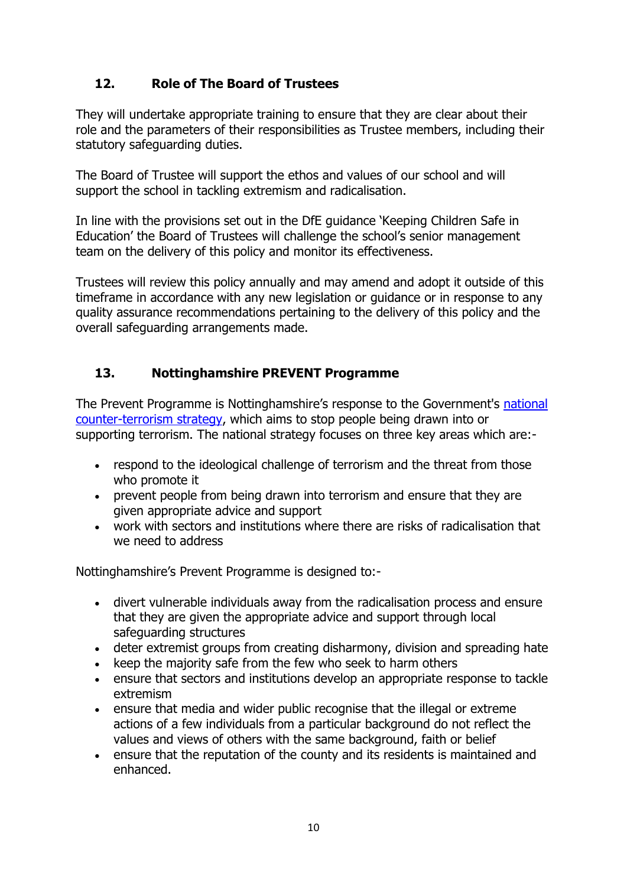## 12. Role of The Board of Trustees

They will undertake appropriate training to ensure that they are clear about their role and the parameters of their responsibilities as Trustee members, including their statutory safeguarding duties.

The Board of Trustee will support the ethos and values of our school and will support the school in tackling extremism and radicalisation.

In line with the provisions set out in the DfE guidance 'Keeping Children Safe in Education' the Board of Trustees will challenge the school's senior management team on the delivery of this policy and monitor its effectiveness.

Trustees will review this policy annually and may amend and adopt it outside of this timeframe in accordance with any new legislation or guidance or in response to any quality assurance recommendations pertaining to the delivery of this policy and the overall safeguarding arrangements made.

## 13. Nottinghamshire PREVENT Programme

The Prevent Programme is Nottinghamshire's response to the Government's national counter-terrorism strategy, which aims to stop people being drawn into or supporting terrorism. The national strategy focuses on three key areas which are:-

- respond to the ideological challenge of terrorism and the threat from those who promote it
- prevent people from being drawn into terrorism and ensure that they are given appropriate advice and support
- work with sectors and institutions where there are risks of radicalisation that we need to address

Nottinghamshire's Prevent Programme is designed to:-

- divert vulnerable individuals away from the radicalisation process and ensure that they are given the appropriate advice and support through local safeguarding structures
- deter extremist groups from creating disharmony, division and spreading hate
- keep the majority safe from the few who seek to harm others
- ensure that sectors and institutions develop an appropriate response to tackle extremism
- ensure that media and wider public recognise that the illegal or extreme actions of a few individuals from a particular background do not reflect the values and views of others with the same background, faith or belief
- ensure that the reputation of the county and its residents is maintained and enhanced.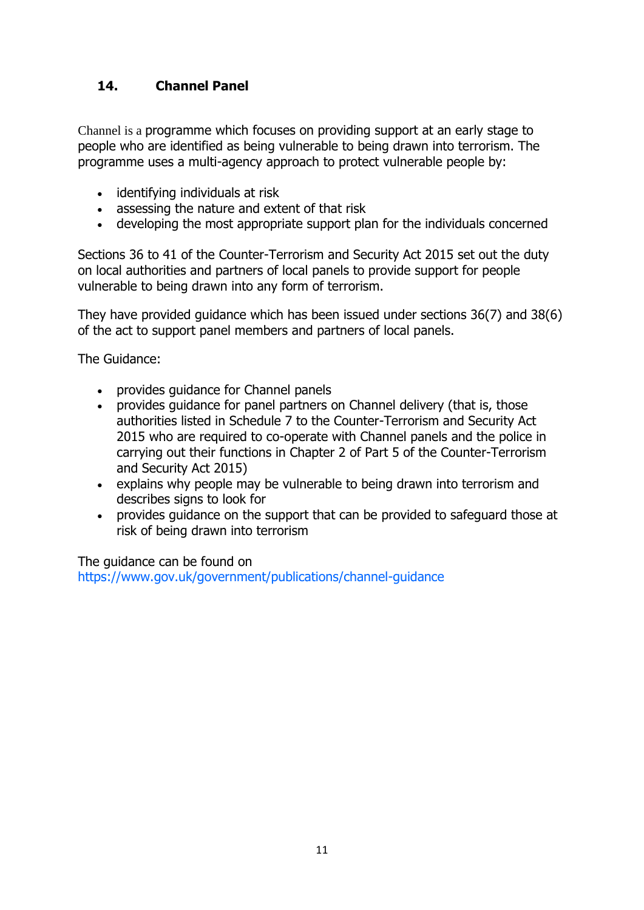## 14. Channel Panel

Channel is a programme which focuses on providing support at an early stage to people who are identified as being vulnerable to being drawn into terrorism. The programme uses a multi-agency approach to protect vulnerable people by:

- identifying individuals at risk
- assessing the nature and extent of that risk
- developing the most appropriate support plan for the individuals concerned

Sections 36 to 41 of the Counter-Terrorism and Security Act 2015 set out the duty on local authorities and partners of local panels to provide support for people vulnerable to being drawn into any form of terrorism.

They have provided guidance which has been issued under sections 36(7) and 38(6) of the act to support panel members and partners of local panels.

The Guidance:

- provides guidance for Channel panels
- provides guidance for panel partners on Channel delivery (that is, those authorities listed in Schedule 7 to the Counter-Terrorism and Security Act 2015 who are required to co-operate with Channel panels and the police in carrying out their functions in Chapter 2 of Part 5 of the Counter-Terrorism and Security Act 2015)
- explains why people may be vulnerable to being drawn into terrorism and describes signs to look for
- provides guidance on the support that can be provided to safeguard those at risk of being drawn into terrorism

The guidance can be found on https://www.gov.uk/government/publications/channel-guidance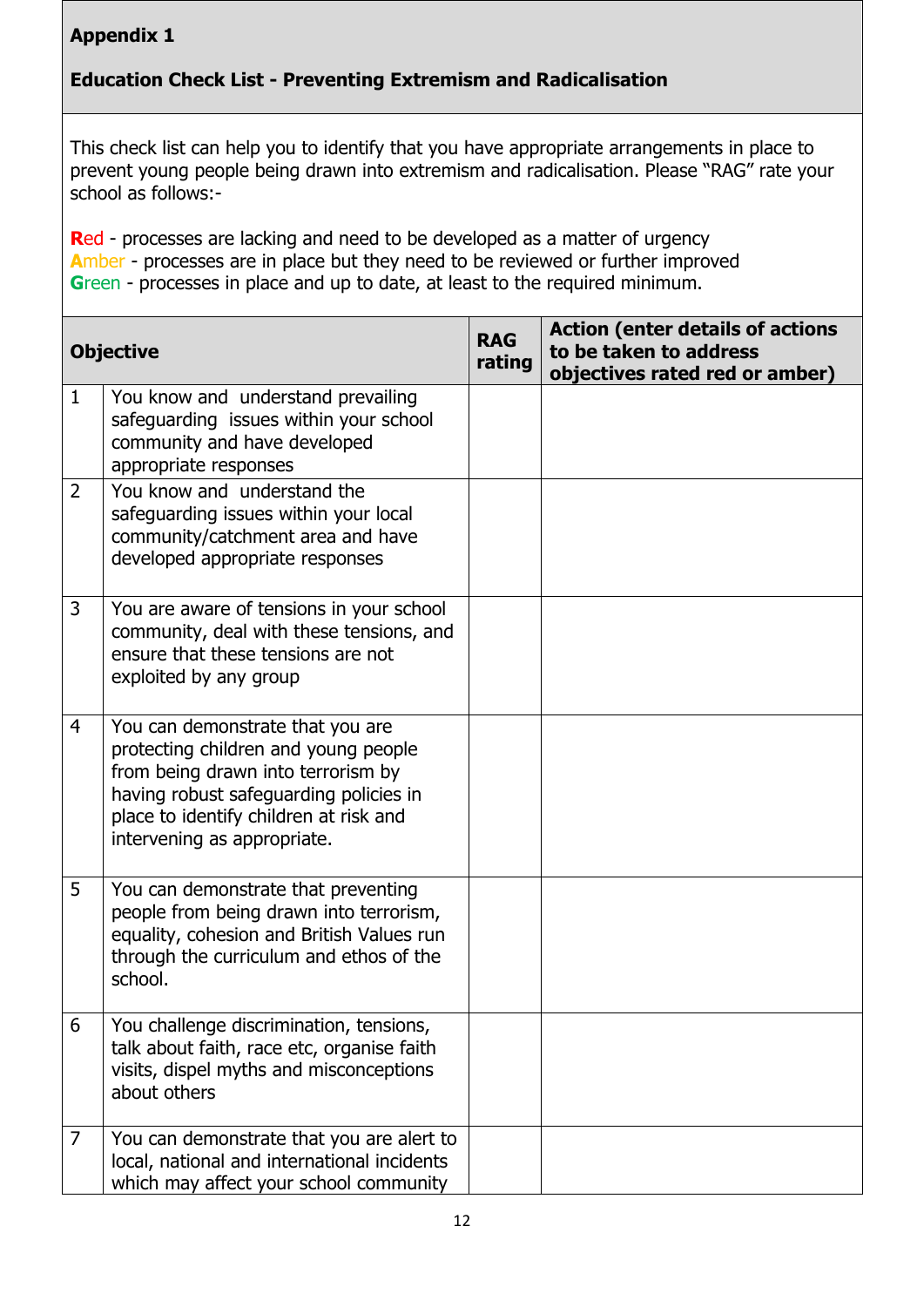**Appendix 1**

**Education Check List - Preventing Extremism and Radicalisation**

This check list can help you to identify that you have appropriate arrangements in place to prevent young people being drawn into extremism and radicalisation. Please "RAG" rate your school as follows:-

**R**ed - processes are lacking and need to be developed as a matter of urgency
**A**mber - processes are in place but they need to be reviewed or further improved
**G**reen - processes in place and up to date, at least to the required minimum.

| | **Objective** | **RAG rating** | **Action (enter details of actions to be taken to address objectives rated red or amber)** |
|---|---|---|---|
| 1 | You know and understand prevailing safeguarding issues within your school community and have developed appropriate responses | | |
| 2 | You know and understand the safeguarding issues within your local community/catchment area and have developed appropriate responses | | |
| 3 | You are aware of tensions in your school community, deal with these tensions, and ensure that these tensions are not exploited by any group | | |
| 4 | You can demonstrate that you are protecting children and young people from being drawn into terrorism by having robust safeguarding policies in place to identify children at risk and intervening as appropriate. | | |
| 5 | You can demonstrate that preventing people from being drawn into terrorism, equality, cohesion and British Values run through the curriculum and ethos of the school. | | |
| 6 | You challenge discrimination, tensions, talk about faith, race etc, organise faith visits, dispel myths and misconceptions about others | | |
| 7 | You can demonstrate that you are alert to local, national and international incidents which may affect your school community | | |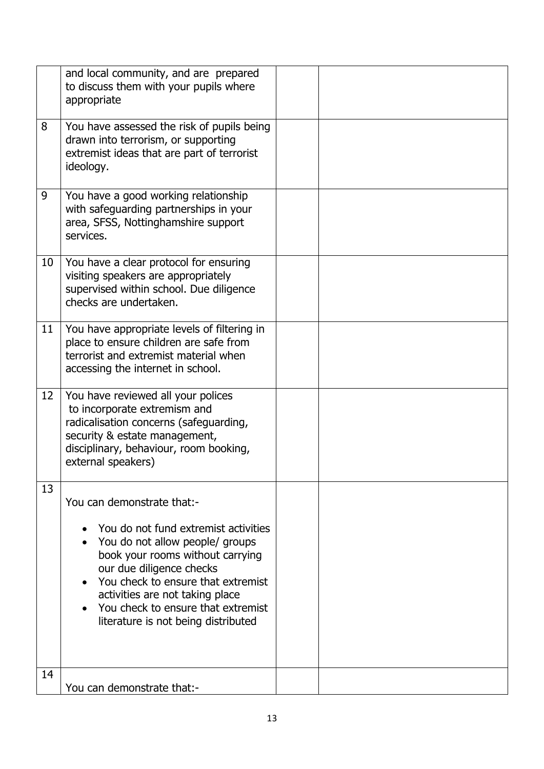|  |  |  |  |
|---|---|---|---|
|  | and local community, and are prepared to discuss them with your pupils where appropriate |  |  |
| 8 | You have assessed the risk of pupils being drawn into terrorism, or supporting extremist ideas that are part of terrorist ideology. |  |  |
| 9 | You have a good working relationship with safeguarding partnerships in your area, SFSS, Nottinghamshire support services. |  |  |
| 10 | You have a clear protocol for ensuring visiting speakers are appropriately supervised within school. Due diligence checks are undertaken. |  |  |
| 11 | You have appropriate levels of filtering in place to ensure children are safe from terrorist and extremist material when accessing the internet in school. |  |  |
| 12 | You have reviewed all your polices to incorporate extremism and radicalisation concerns (safeguarding, security & estate management, disciplinary, behaviour, room booking, external speakers) |  |  |
| 13 | You can demonstrate that:-<br><br>• You do not fund extremist activities<br>• You do not allow people/ groups book your rooms without carrying our due diligence checks<br>• You check to ensure that extremist activities are not taking place<br>• You check to ensure that extremist literature is not being distributed |  |  |
| 14 | You can demonstrate that:- |  |  |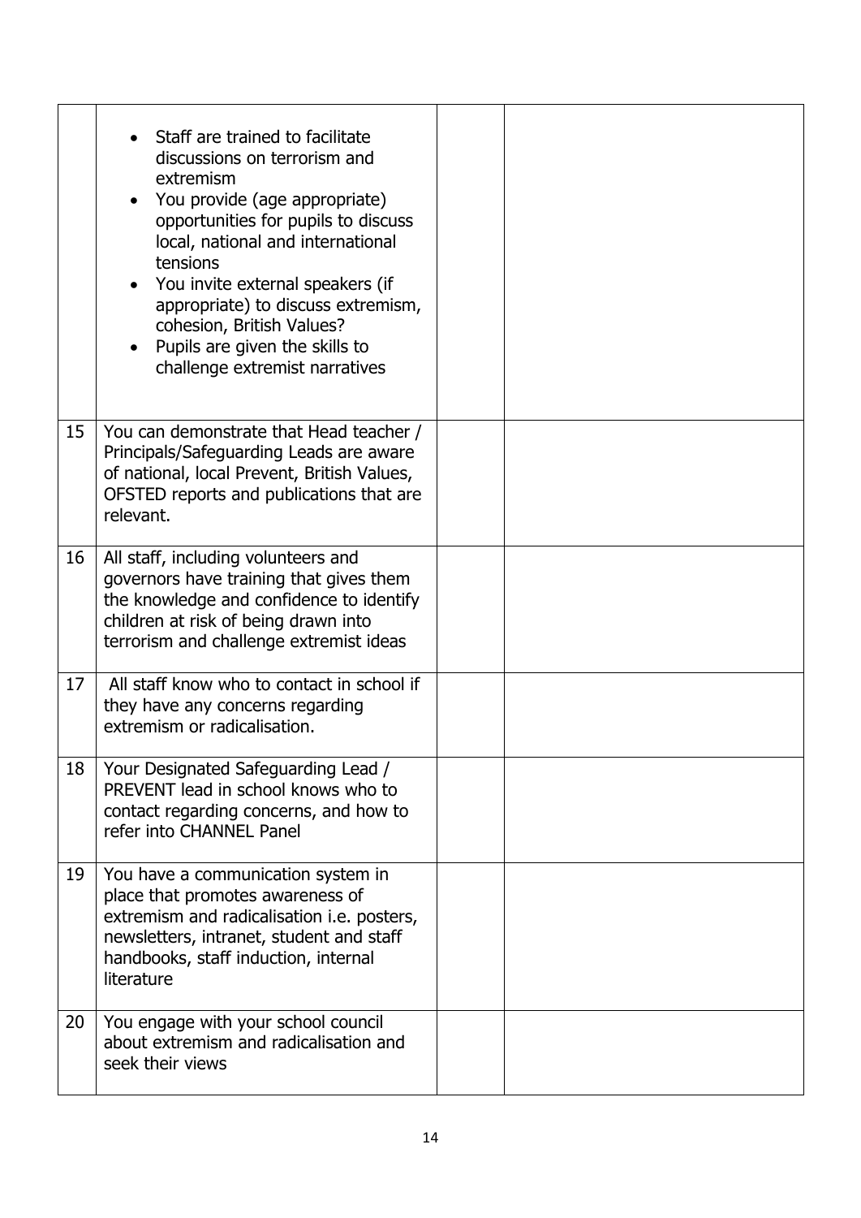| | | | |
|---|---|---|---|
| | • Staff are trained to facilitate discussions on terrorism and extremism<br>• You provide (age appropriate) opportunities for pupils to discuss local, national and international tensions<br>• You invite external speakers (if appropriate) to discuss extremism, cohesion, British Values?<br>• Pupils are given the skills to challenge extremist narratives | | |
| 15 | You can demonstrate that Head teacher / Principals/Safeguarding Leads are aware of national, local Prevent, British Values, OFSTED reports and publications that are relevant. | | |
| 16 | All staff, including volunteers and governors have training that gives them the knowledge and confidence to identify children at risk of being drawn into terrorism and challenge extremist ideas | | |
| 17 | All staff know who to contact in school if they have any concerns regarding extremism or radicalisation. | | |
| 18 | Your Designated Safeguarding Lead / PREVENT lead in school knows who to contact regarding concerns, and how to refer into CHANNEL Panel | | |
| 19 | You have a communication system in place that promotes awareness of extremism and radicalisation i.e. posters, newsletters, intranet, student and staff handbooks, staff induction, internal literature | | |
| 20 | You engage with your school council about extremism and radicalisation and seek their views | | |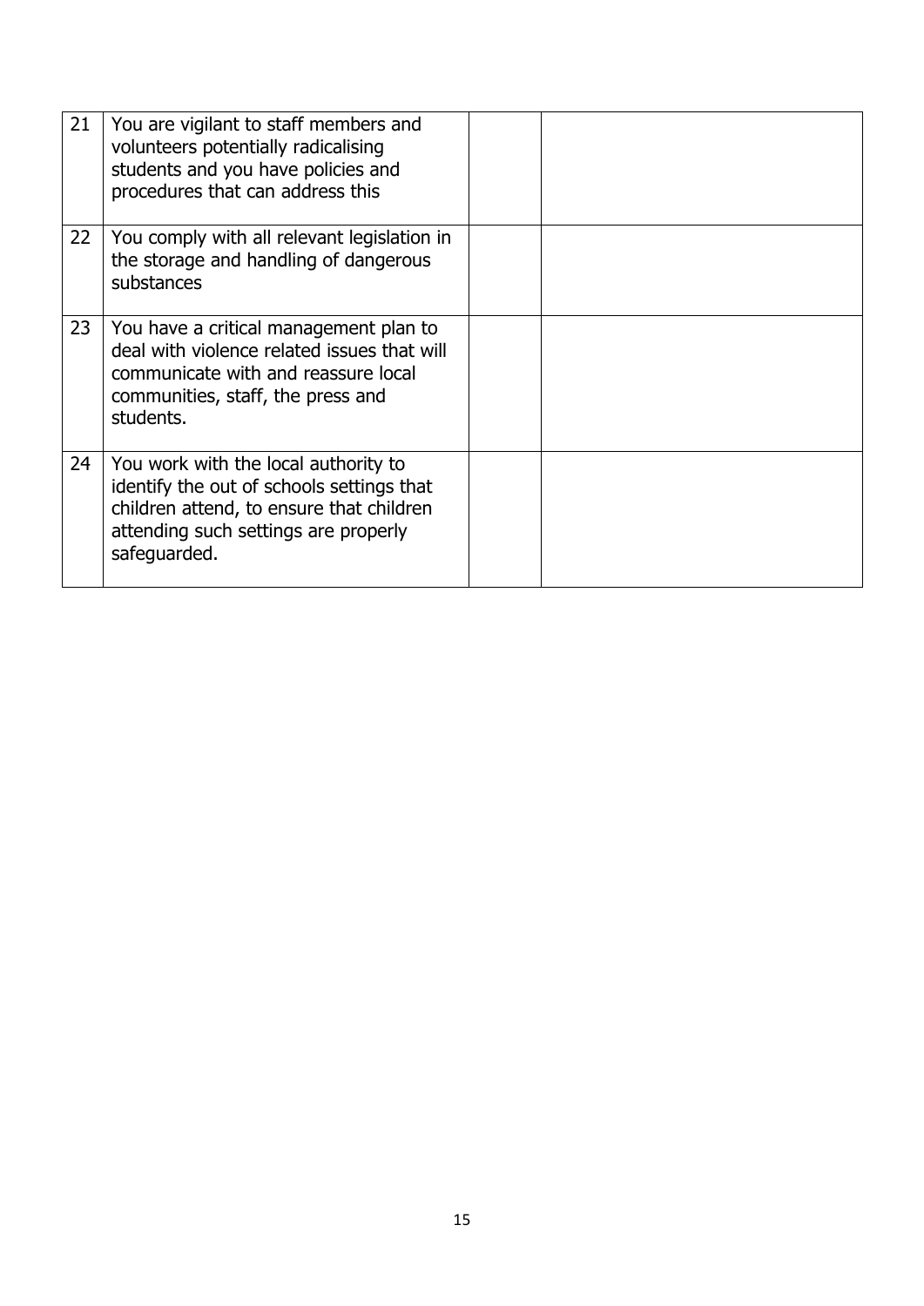| | | | |
|---|---|---|---|
| 21 | You are vigilant to staff members and volunteers potentially radicalising students and you have policies and procedures that can address this | | |
| 22 | You comply with all relevant legislation in the storage and handling of dangerous substances | | |
| 23 | You have a critical management plan to deal with violence related issues that will communicate with and reassure local communities, staff, the press and students. | | |
| 24 | You work with the local authority to identify the out of schools settings that children attend, to ensure that children attending such settings are properly safeguarded. | | |